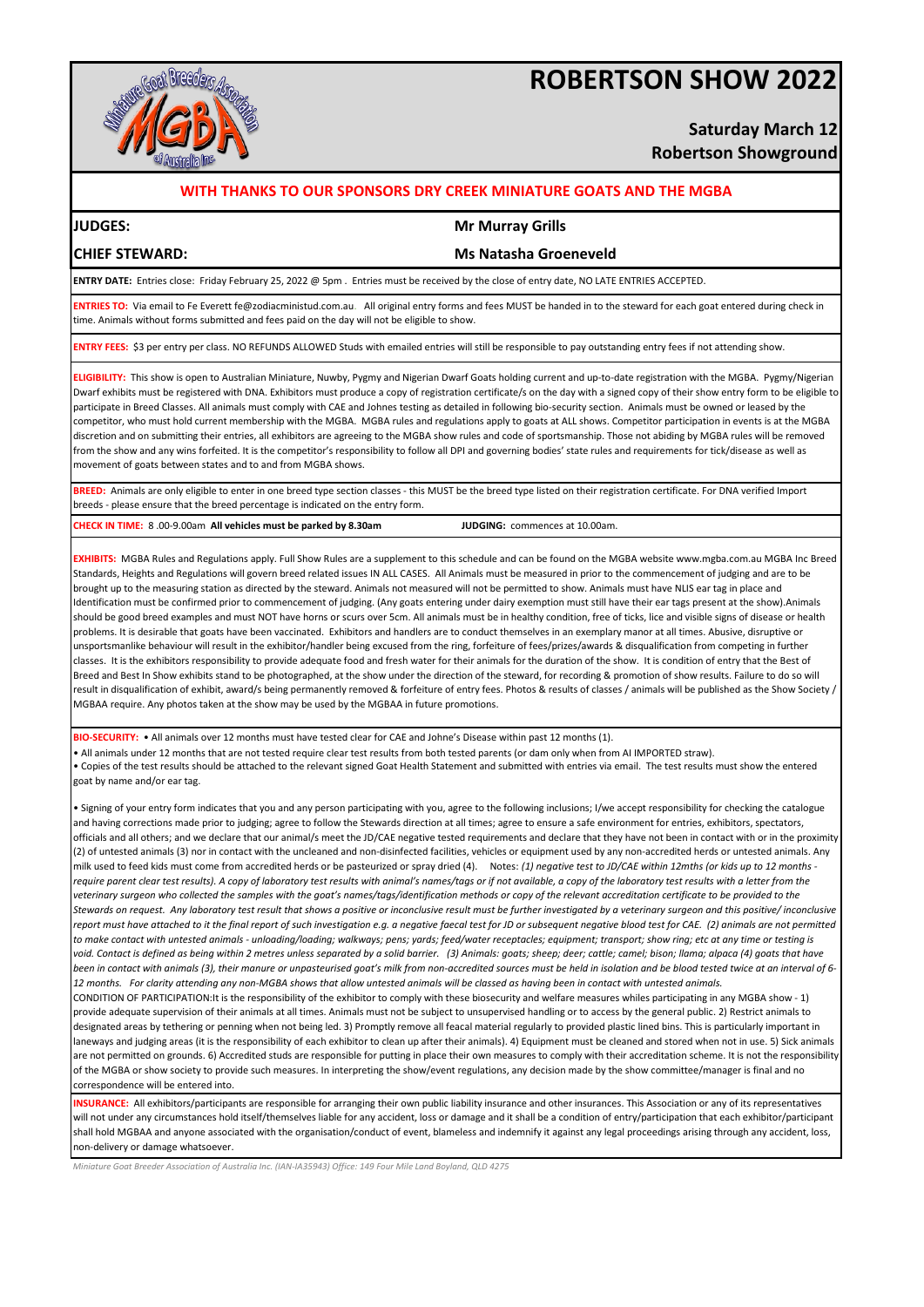# ROBERTSON SHOW 2022

**Saturday March 12**
**Robertson Showground**

**WITH THANKS TO OUR SPONSORS DRY CREEK MINIATURE GOATS AND THE MGBA**

**JUDGES:** **Mr Murray Grills**

**CHIEF STEWARD:** **Ms Natasha Groeneveld**

**ENTRY DATE:** Entries close: Friday February 25, 2022 @ 5pm . Entries must be received by the close of entry date, NO LATE ENTRIES ACCEPTED.

**ENTRIES TO:** Via email to Fe Everett fe@zodiacministud.com.au All original entry forms and fees MUST be handed in to the steward for each goat entered during check in time. Animals without forms submitted and fees paid on the day will not be eligible to show.

**ENTRY FEES:** $3 per entry per class. NO REFUNDS ALLOWED Studs with emailed entries will still be responsible to pay outstanding entry fees if not attending show.

**ELIGIBILITY:** This show is open to Australian Miniature, Nuwby, Pygmy and Nigerian Dwarf Goats holding current and up-to-date registration with the MGBA. Pygmy/Nigerian Dwarf exhibits must be registered with DNA. Exhibitors must produce a copy of registration certificate/s on the day with a signed copy of their show entry form to be eligible to participate in Breed Classes. All animals must comply with CAE and Johnes testing as detailed in following bio-security section. Animals must be owned or leased by the competitor, who must hold current membership with the MGBA. MGBA rules and regulations apply to goats at ALL shows. Competitor participation in events is at the MGBA discretion and on submitting their entries, all exhibitors are agreeing to the MGBA show rules and code of sportsmanship. Those not abiding by MGBA rules will be removed from the show and any wins forfeited. It is the competitor's responsibility to follow all DPI and governing bodies' state rules and requirements for tick/disease as well as movement of goats between states and to and from MGBA shows.

**BREED:** Animals are only eligible to enter in one breed type section classes - this MUST be the breed type listed on their registration certificate. For DNA verified Import breeds - please ensure that the breed percentage is indicated on the entry form.

**CHECK IN TIME:** 8 .00-9.00am **All vehicles must be parked by 8.30am** **JUDGING:** commences at 10.00am.

**EXHIBITS:** MGBA Rules and Regulations apply. Full Show Rules are a supplement to this schedule and can be found on the MGBA website www.mgba.com.au MGBA Inc Breed Standards, Heights and Regulations will govern breed related issues IN ALL CASES. All Animals must be measured in prior to the commencement of judging and are to be brought up to the measuring station as directed by the steward. Animals not measured will not be permitted to show. Animals must have NLIS ear tag in place and Identification must be confirmed prior to commencement of judging. (Any goats entering under dairy exemption must still have their ear tags present at the show).Animals should be good breed examples and must NOT have horns or scurs over 5cm. All animals must be in healthy condition, free of ticks, lice and visible signs of disease or health problems. It is desirable that goats have been vaccinated. Exhibitors and handlers are to conduct themselves in an exemplary manor at all times. Abusive, disruptive or unsportsmanlike behaviour will result in the exhibitor/handler being excused from the ring, forfeiture of fees/prizes/awards & disqualification from competing in further classes. It is the exhibitors responsibility to provide adequate food and fresh water for their animals for the duration of the show. It is condition of entry that the Best of Breed and Best In Show exhibits stand to be photographed, at the show under the direction of the steward, for recording & promotion of show results. Failure to do so will result in disqualification of exhibit, award/s being permanently removed & forfeiture of entry fees. Photos & results of classes / animals will be published as the Show Society / MGBAA require. Any photos taken at the show may be used by the MGBAA in future promotions.

**BIO-SECURITY:** • All animals over 12 months must have tested clear for CAE and Johne's Disease within past 12 months (1).

• All animals under 12 months that are not tested require clear test results from both tested parents (or dam only when from AI IMPORTED straw).

• Copies of the test results should be attached to the relevant signed Goat Health Statement and submitted with entries via email. The test results must show the entered goat by name and/or ear tag.

• Signing of your entry form indicates that you and any person participating with you, agree to the following inclusions; I/we accept responsibility for checking the catalogue and having corrections made prior to judging; agree to follow the Stewards direction at all times; agree to ensure a safe environment for entries, exhibitors, spectators, officials and all others; and we declare that our animal/s meet the JD/CAE negative tested requirements and declare that they have not been in contact with or in the proximity (2) of untested animals (3) nor in contact with the uncleaned and non-disinfected facilities, vehicles or equipment used by any non-accredited herds or untested animals. Any milk used to feed kids must come from accredited herds or be pasteurized or spray dried (4). Notes: *(1) negative test to JD/CAE within 12mths (or kids up to 12 months - require parent clear test results). A copy of laboratory test results with animal's names/tags or if not available, a copy of the laboratory test results with a letter from the veterinary surgeon who collected the samples with the goat's names/tags/identification methods or copy of the relevant accreditation certificate to be provided to the Stewards on request. Any laboratory test result that shows a positive or inconclusive result must be further investigated by a veterinary surgeon and this positive/ inconclusive report must have attached to it the final report of such investigation e.g. a negative faecal test for JD or subsequent negative blood test for CAE. (2) animals are not permitted to make contact with untested animals - unloading/loading; walkways; pens; yards; feed/water receptacles; equipment; transport; show ring; etc at any time or testing is void. Contact is defined as being within 2 metres unless separated by a solid barrier. (3) Animals: goats; sheep; deer; cattle; camel; bison; llama; alpaca (4) goats that have been in contact with animals (3), their manure or unpasteurised goat's milk from non-accredited sources must be held in isolation and be blood tested twice at an interval of 6-12 months. For clarity attending any non-MGBA shows that allow untested animals will be classed as having been in contact with untested animals.*

CONDITION OF PARTICIPATION:It is the responsibility of the exhibitor to comply with these biosecurity and welfare measures whiles participating in any MGBA show - 1) provide adequate supervision of their animals at all times. Animals must not be subject to unsupervised handling or to access by the general public. 2) Restrict animals to designated areas by tethering or penning when not being led. 3) Promptly remove all feacal material regularly to provided plastic lined bins. This is particularly important in laneways and judging areas (it is the responsibility of each exhibitor to clean up after their animals). 4) Equipment must be cleaned and stored when not in use. 5) Sick animals are not permitted on grounds. 6) Accredited studs are responsible for putting in place their own measures to comply with their accreditation scheme. It is not the responsibility of the MGBA or show society to provide such measures. In interpreting the show/event regulations, any decision made by the show committee/manager is final and no correspondence will be entered into.

**INSURANCE:** All exhibitors/participants are responsible for arranging their own public liability insurance and other insurances. This Association or any of its representatives will not under any circumstances hold itself/themselves liable for any accident, loss or damage and it shall be a condition of entry/participation that each exhibitor/participant shall hold MGBAA and anyone associated with the organisation/conduct of event, blameless and indemnify it against any legal proceedings arising through any accident, loss, non-delivery or damage whatsoever.

*Miniature Goat Breeder Association of Australia Inc. (IAN-IA35943) Office: 149 Four Mile Land Boyland, QLD 4275*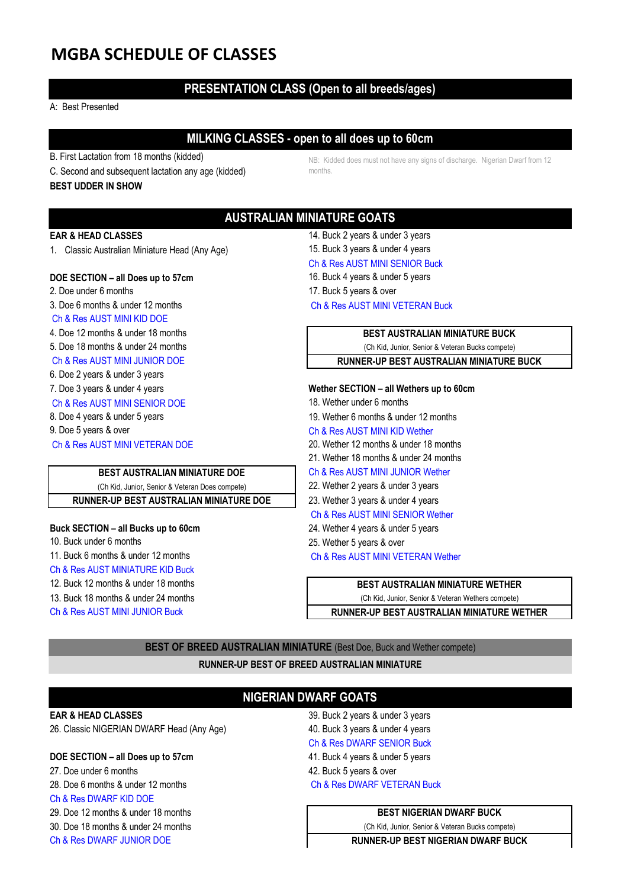# MGBA SCHEDULE OF CLASSES

## PRESENTATION CLASS (Open to all breeds/ages)

A: Best Presented

## MILKING CLASSES - open to all does up to 60cm

B. First Lactation from 18 months (kidded)

C. Second and subsequent lactation any age (kidded)

**BEST UDDER IN SHOW**

NB: Kidded does must not have any signs of discharge. Nigerian Dwarf from 12 months.

## AUSTRALIAN MINIATURE GOATS

**EAR & HEAD CLASSES**

1. Classic Australian Miniature Head (Any Age)

**DOE SECTION – all Does up to 57cm**

2. Doe under 6 months
3. Doe 6 months & under 12 months

Ch & Res AUST MINI KID DOE

4. Doe 12 months & under 18 months
5. Doe 18 months & under 24 months

Ch & Res AUST MINI JUNIOR DOE

6. Doe 2 years & under 3 years
7. Doe 3 years & under 4 years

Ch & Res AUST MINI SENIOR DOE

8. Doe 4 years & under 5 years
9. Doe 5 years & over

Ch & Res AUST MINI VETERAN DOE

| **BEST AUSTRALIAN MINIATURE DOE** |
|---|
| (Ch Kid, Junior, Senior & Veteran Does compete) |
| **RUNNER-UP BEST AUSTRALIAN MINIATURE DOE** |

**Buck SECTION – all Bucks up to 60cm**

10. Buck under 6 months
11. Buck 6 months & under 12 months

Ch & Res AUST MINIATURE KID Buck

12. Buck 12 months & under 18 months
13. Buck 18 months & under 24 months

Ch & Res AUST MINI JUNIOR Buck

14. Buck 2 years & under 3 years
15. Buck 3 years & under 4 years

Ch & Res AUST MINI SENIOR Buck

16. Buck 4 years & under 5 years
17. Buck 5 years & over

Ch & Res AUST MINI VETERAN Buck

| **BEST AUSTRALIAN MINIATURE BUCK** |
|---|
| (Ch Kid, Junior, Senior & Veteran Bucks compete) |
| **RUNNER-UP BEST AUSTRALIAN MINIATURE BUCK** |

**Wether SECTION – all Wethers up to 60cm**

18. Wether under 6 months
19. Wether 6 months & under 12 months

Ch & Res AUST MINI KID Wether

20. Wether 12 months & under 18 months
21. Wether 18 months & under 24 months

Ch & Res AUST MINI JUNIOR Wether

22. Wether 2 years & under 3 years
23. Wether 3 years & under 4 years

Ch & Res AUST MINI SENIOR Wether

24. Wether 4 years & under 5 years
25. Wether 5 years & over

Ch & Res AUST MINI VETERAN Wether

| **BEST AUSTRALIAN MINIATURE WETHER** |
|---|
| (Ch Kid, Junior, Senior & Veteran Wethers compete) |
| **RUNNER-UP BEST AUSTRALIAN MINIATURE WETHER** |

**BEST OF BREED AUSTRALIAN MINIATURE** (Best Doe, Buck and Wether compete)

**RUNNER-UP BEST OF BREED AUSTRALIAN MINIATURE**

## NIGERIAN DWARF GOATS

**EAR & HEAD CLASSES**

26. Classic NIGERIAN DWARF Head (Any Age)

**DOE SECTION – all Does up to 57cm**

27. Doe under 6 months
28. Doe 6 months & under 12 months

Ch & Res DWARF KID DOE

29. Doe 12 months & under 18 months
30. Doe 18 months & under 24 months

Ch & Res DWARF JUNIOR DOE

39. Buck 2 years & under 3 years
40. Buck 3 years & under 4 years

Ch & Res DWARF SENIOR Buck

41. Buck 4 years & under 5 years
42. Buck 5 years & over

Ch & Res DWARF VETERAN Buck

| **BEST NIGERIAN DWARF BUCK** |
|---|
| (Ch Kid, Junior, Senior & Veteran Bucks compete) |
| **RUNNER-UP BEST NIGERIAN DWARF BUCK** |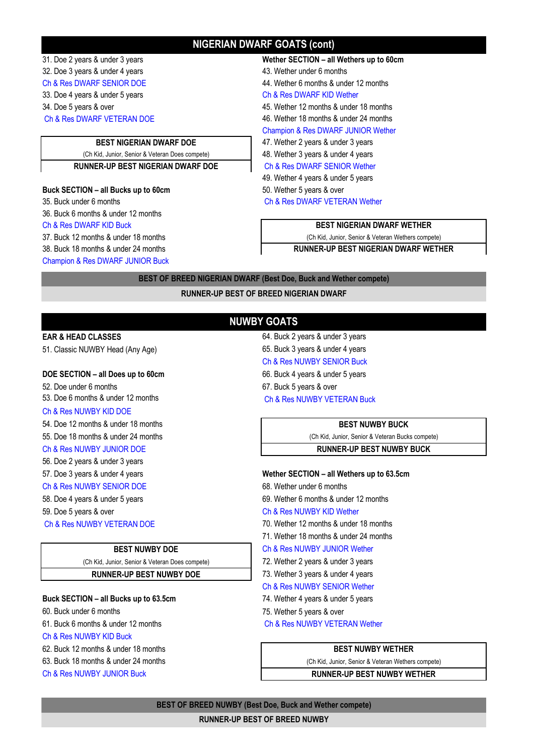## NIGERIAN DWARF GOATS (cont)

31. Doe 2 years & under 3 years
32. Doe 3 years & under 4 years

Ch & Res DWARF SENIOR DOE

33. Doe 4 years & under 5 years
34. Doe 5 years & over

Ch & Res DWARF VETERAN DOE

**BEST NIGERIAN DWARF DOE**

(Ch Kid, Junior, Senior & Veteran Does compete)

**RUNNER-UP BEST NIGERIAN DWARF DOE**

**Buck SECTION – all Bucks up to 60cm**

35. Buck under 6 months
36. Buck 6 months & under 12 months

Ch & Res DWARF KID Buck

37. Buck 12 months & under 18 months
38. Buck 18 months & under 24 months

Champion & Res DWARF JUNIOR Buck

**Wether SECTION – all Wethers up to 60cm**

43. Wether under 6 months
44. Wether 6 months & under 12 months

Ch & Res DWARF KID Wether

45. Wether 12 months & under 18 months
46. Wether 18 months & under 24 months

Champion & Res DWARF JUNIOR Wether

47. Wether 2 years & under 3 years
48. Wether 3 years & under 4 years

Ch & Res DWARF SENIOR Wether

49. Wether 4 years & under 5 years
50. Wether 5 years & over

Ch & Res DWARF VETERAN Wether

**BEST NIGERIAN DWARF WETHER**

(Ch Kid, Junior, Senior & Veteran Wethers compete)

**RUNNER-UP BEST NIGERIAN DWARF WETHER**

**BEST OF BREED NIGERIAN DWARF (Best Doe, Buck and Wether compete)**

**RUNNER-UP BEST OF BREED NIGERIAN DWARF**

## NUWBY GOATS

**EAR & HEAD CLASSES**

51. Classic NUWBY Head (Any Age)

**DOE SECTION – all Does up to 60cm**

52. Doe under 6 months
53. Doe 6 months & under 12 months

Ch & Res NUWBY KID DOE

54. Doe 12 months & under 18 months
55. Doe 18 months & under 24 months

Ch & Res NUWBY JUNIOR DOE

56. Doe 2 years & under 3 years
57. Doe 3 years & under 4 years

Ch & Res NUWBY SENIOR DOE

58. Doe 4 years & under 5 years
59. Doe 5 years & over

Ch & Res NUWBY VETERAN DOE

**BEST NUWBY DOE**

(Ch Kid, Junior, Senior & Veteran Does compete)

**RUNNER-UP BEST NUWBY DOE**

**Buck SECTION – all Bucks up to 63.5cm**

60. Buck under 6 months
61. Buck 6 months & under 12 months

Ch & Res NUWBY KID Buck

62. Buck 12 months & under 18 months
63. Buck 18 months & under 24 months

Ch & Res NUWBY JUNIOR Buck

64. Buck 2 years & under 3 years
65. Buck 3 years & under 4 years

Ch & Res NUWBY SENIOR Buck

66. Buck 4 years & under 5 years
67. Buck 5 years & over

Ch & Res NUWBY VETERAN Buck

**BEST NUWBY BUCK**

(Ch Kid, Junior, Senior & Veteran Bucks compete)

**RUNNER-UP BEST NUWBY BUCK**

**Wether SECTION – all Wethers up to 63.5cm**

68. Wether under 6 months
69. Wether 6 months & under 12 months

Ch & Res NUWBY KID Wether

70. Wether 12 months & under 18 months
71. Wether 18 months & under 24 months

Ch & Res NUWBY JUNIOR Wether

72. Wether 2 years & under 3 years
73. Wether 3 years & under 4 years

Ch & Res NUWBY SENIOR Wether

74. Wether 4 years & under 5 years
75. Wether 5 years & over

Ch & Res NUWBY VETERAN Wether

**BEST NUWBY WETHER**

(Ch Kid, Junior, Senior & Veteran Wethers compete)

**RUNNER-UP BEST NUWBY WETHER**

**BEST OF BREED NUWBY (Best Doe, Buck and Wether compete)**

**RUNNER-UP BEST OF BREED NUWBY**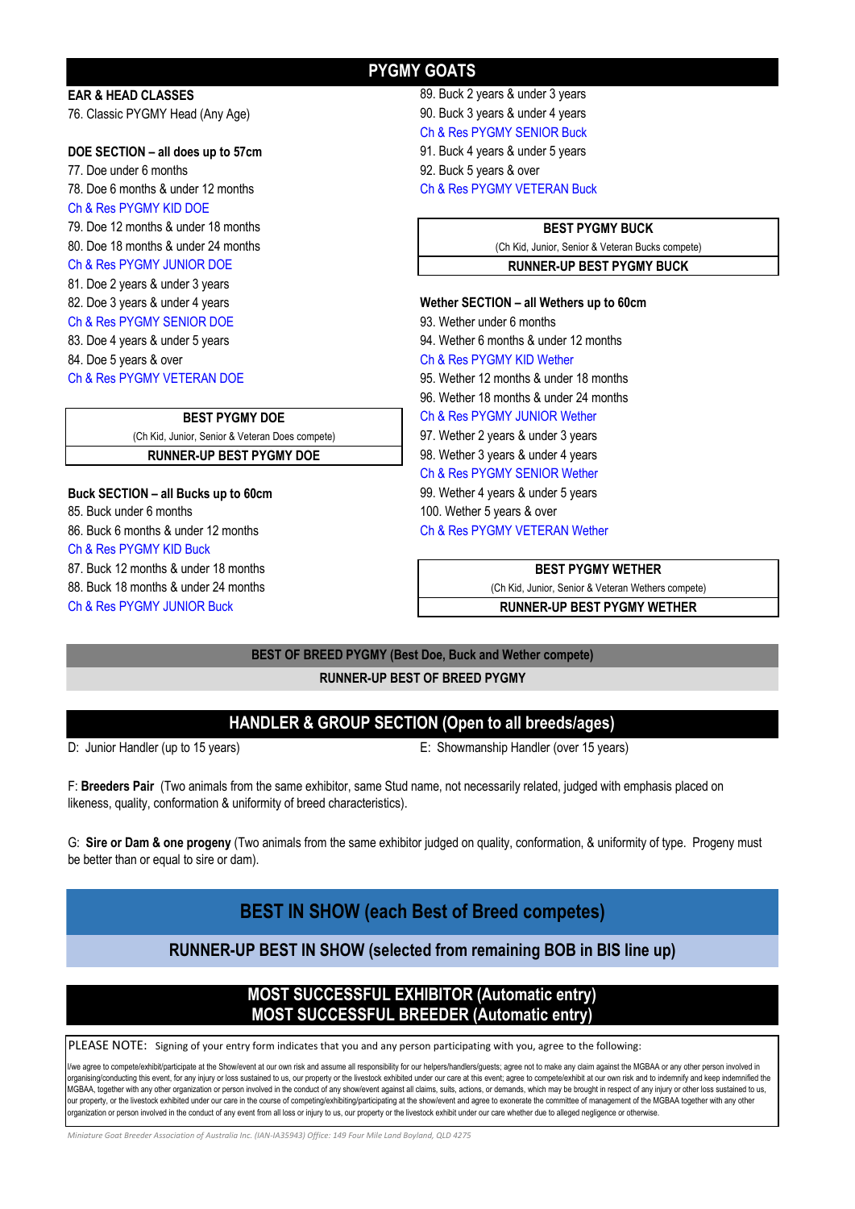## PYGMY GOATS

**EAR & HEAD CLASSES**

76. Classic PYGMY Head (Any Age)

**DOE SECTION – all does up to 57cm**

77. Doe under 6 months
78. Doe 6 months & under 12 months

Ch & Res PYGMY KID DOE

79. Doe 12 months & under 18 months
80. Doe 18 months & under 24 months

Ch & Res PYGMY JUNIOR DOE

81. Doe 2 years & under 3 years
82. Doe 3 years & under 4 years

Ch & Res PYGMY SENIOR DOE

83. Doe 4 years & under 5 years
84. Doe 5 years & over

Ch & Res PYGMY VETERAN DOE

**BEST PYGMY DOE**

(Ch Kid, Junior, Senior & Veteran Does compete)

**RUNNER-UP BEST PYGMY DOE**

**Buck SECTION – all Bucks up to 60cm**

85. Buck under 6 months
86. Buck 6 months & under 12 months

Ch & Res PYGMY KID Buck

87. Buck 12 months & under 18 months
88. Buck 18 months & under 24 months

Ch & Res PYGMY JUNIOR Buck

89. Buck 2 years & under 3 years
90. Buck 3 years & under 4 years

Ch & Res PYGMY SENIOR Buck

91. Buck 4 years & under 5 years
92. Buck 5 years & over

Ch & Res PYGMY VETERAN Buck

**BEST PYGMY BUCK**

(Ch Kid, Junior, Senior & Veteran Bucks compete)

**RUNNER-UP BEST PYGMY BUCK**

**Wether SECTION – all Wethers up to 60cm**

93. Wether under 6 months
94. Wether 6 months & under 12 months

Ch & Res PYGMY KID Wether

95. Wether 12 months & under 18 months
96. Wether 18 months & under 24 months

Ch & Res PYGMY JUNIOR Wether

97. Wether 2 years & under 3 years
98. Wether 3 years & under 4 years

Ch & Res PYGMY SENIOR Wether

99. Wether 4 years & under 5 years
100. Wether 5 years & over

Ch & Res PYGMY VETERAN Wether

**BEST PYGMY WETHER**

(Ch Kid, Junior, Senior & Veteran Wethers compete)

**RUNNER-UP BEST PYGMY WETHER**

**BEST OF BREED PYGMY (Best Doe, Buck and Wether compete)**

**RUNNER-UP BEST OF BREED PYGMY**

## HANDLER & GROUP SECTION (Open to all breeds/ages)

D: Junior Handler (up to 15 years)

E: Showmanship Handler (over 15 years)

F: **Breeders Pair** (Two animals from the same exhibitor, same Stud name, not necessarily related, judged with emphasis placed on likeness, quality, conformation & uniformity of breed characteristics).

G: **Sire or Dam & one progeny** (Two animals from the same exhibitor judged on quality, conformation, & uniformity of type. Progeny must be better than or equal to sire or dam).

## BEST IN SHOW (each Best of Breed competes)

### RUNNER-UP BEST IN SHOW (selected from remaining BOB in BIS line up)

## MOST SUCCESSFUL EXHIBITOR (Automatic entry)
## MOST SUCCESSFUL BREEDER (Automatic entry)

PLEASE NOTE: Signing of your entry form indicates that you and any person participating with you, agree to the following:

I/we agree to compete/exhibit/participate at the Show/event at our own risk and assume all responsibility for our helpers/handlers/guests; agree not to make any claim against the MGBAA or any other person involved in organising/conducting this event, for any injury or loss sustained to us, our property or the livestock exhibited under our care at this event; agree to compete/exhibit at our own risk and to indemnify and keep indemnified the MGBAA, together with any other organization or person involved in the conduct of any show/event against all claims, suits, actions, or demands, which may be brought in respect of any injury or other loss sustained to us, our property, or the livestock exhibited under our care in the course of competing/exhibiting/participating at the show/event and agree to exonerate the committee of management of the MGBAA together with any other organization or person involved in the conduct of any event from all loss or injury to us, our property or the livestock exhibit under our care whether due to alleged negligence or otherwise.

*Miniature Goat Breeder Association of Australia Inc. (IAN-IA35943) Office: 149 Four Mile Land Boyland, QLD 4275*